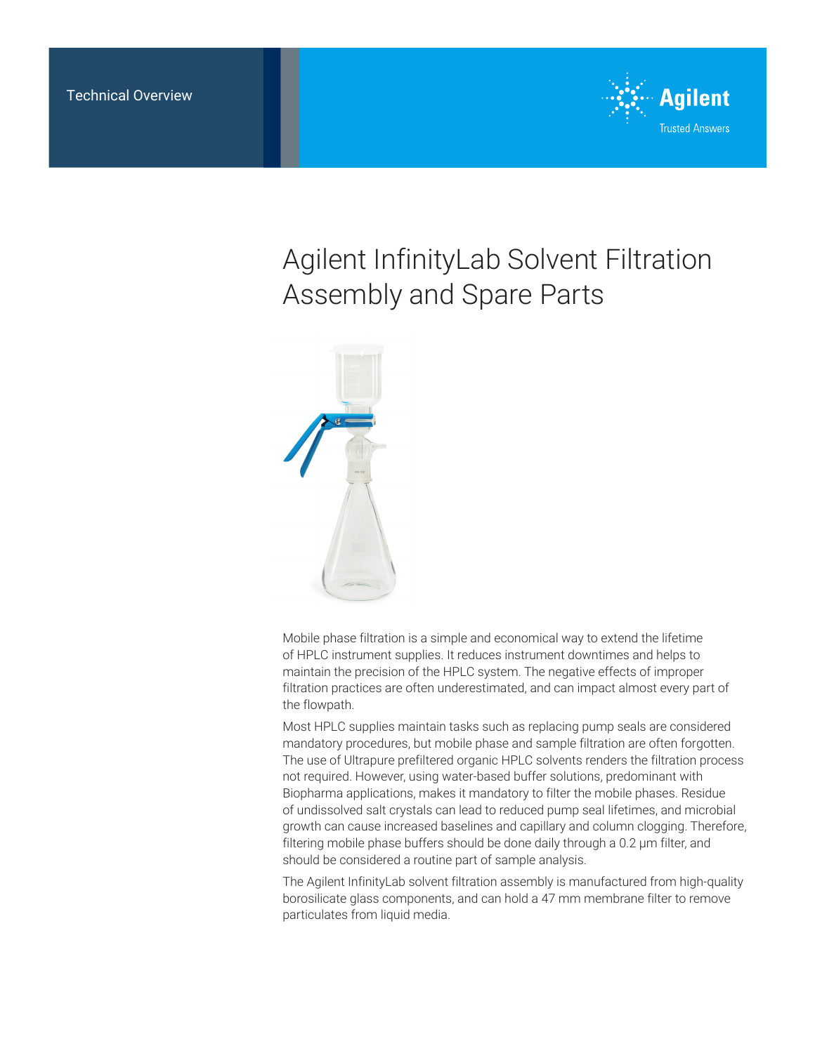Technical Overview

Agilent

Trusted Answers

# Agilent InfinityLab Solvent Filtration Assembly and Spare Parts

Mobile phase filtration is a simple and economical way to extend the lifetime of HPLC instrument supplies. It reduces instrument downtimes and helps to maintain the precision of the HPLC system. The negative effects of improper filtration practices are often underestimated, and can impact almost every part of the flowpath.

Most HPLC supplies maintain tasks such as replacing pump seals are considered mandatory procedures, but mobile phase and sample filtration are often forgotten. The use of Ultrapure prefiltered organic HPLC solvents renders the filtration process not required. However, using water-based buffer solutions, predominant with Biopharma applications, makes it mandatory to filter the mobile phases. Residue of undissolved salt crystals can lead to reduced pump seal lifetimes, and microbial growth can cause increased baselines and capillary and column clogging. Therefore, filtering mobile phase buffers should be done daily through a 0.2 µm filter, and should be considered a routine part of sample analysis.

The Agilent InfinityLab solvent filtration assembly is manufactured from high-quality borosilicate glass components, and can hold a 47 mm membrane filter to remove particulates from liquid media.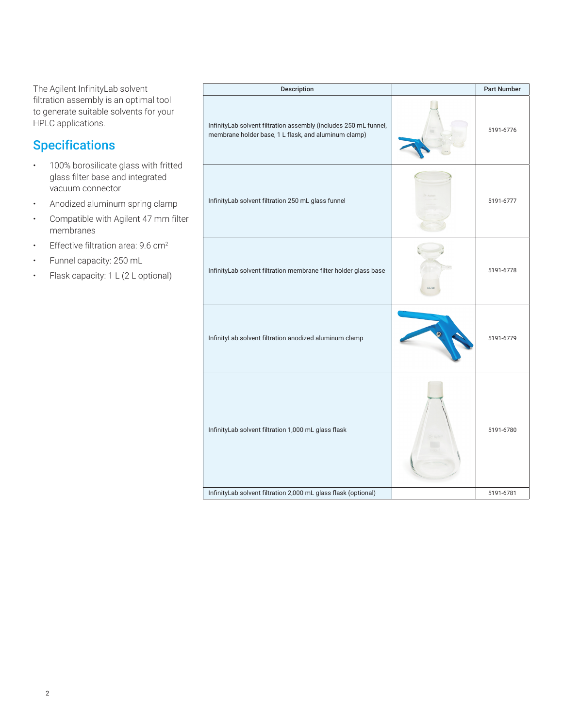The Agilent InfinityLab solvent filtration assembly is an optimal tool to generate suitable solvents for your HPLC applications.

## Specifications

- 100% borosilicate glass with fritted glass filter base and integrated vacuum connector
- Anodized aluminum spring clamp
- Compatible with Agilent 47 mm filter membranes
- Effective filtration area: 9.6 $cm^2$
- Funnel capacity: 250 mL
- Flask capacity: 1 L (2 L optional)

| Description | | Part Number |
| --- | --- | --- |
| InfinityLab solvent filtration assembly (includes 250 mL funnel, membrane holder base, 1 L flask, and aluminum clamp) | | 5191-6776 |
| InfinityLab solvent filtration 250 mL glass funnel | | 5191-6777 |
| InfinityLab solvent filtration membrane filter holder glass base | | 5191-6778 |
| InfinityLab solvent filtration anodized aluminum clamp | | 5191-6779 |
| InfinityLab solvent filtration 1,000 mL glass flask | | 5191-6780 |
| InfinityLab solvent filtration 2,000 mL glass flask (optional) | | 5191-6781 |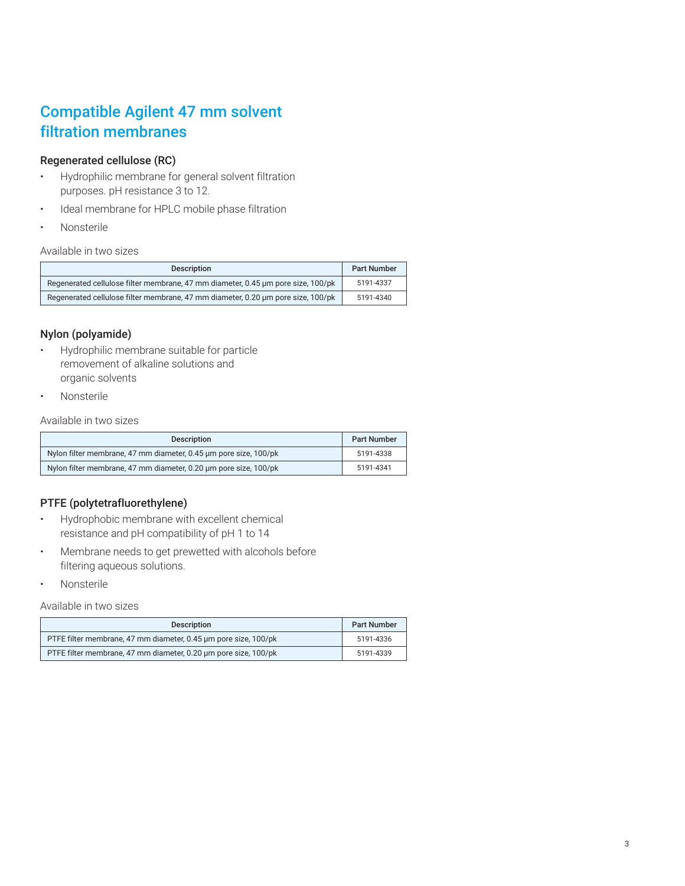# Compatible Agilent 47 mm solvent filtration membranes

### Regenerated cellulose (RC)

- Hydrophilic membrane for general solvent filtration purposes. pH resistance 3 to 12.
- Ideal membrane for HPLC mobile phase filtration
- Nonsterile

Available in two sizes

| Description | Part Number |
|---|---|
| Regenerated cellulose filter membrane, 47 mm diameter, 0.45 µm pore size, 100/pk | 5191-4337 |
| Regenerated cellulose filter membrane, 47 mm diameter, 0.20 µm pore size, 100/pk | 5191-4340 |

### Nylon (polyamide)

- Hydrophilic membrane suitable for particle removement of alkaline solutions and organic solvents
- Nonsterile

Available in two sizes

| Description | Part Number |
|---|---|
| Nylon filter membrane, 47 mm diameter, 0.45 µm pore size, 100/pk | 5191-4338 |
| Nylon filter membrane, 47 mm diameter, 0.20 µm pore size, 100/pk | 5191-4341 |

### PTFE (polytetrafluorethylene)

- Hydrophobic membrane with excellent chemical resistance and pH compatibility of pH 1 to 14
- Membrane needs to get prewetted with alcohols before filtering aqueous solutions.
- Nonsterile

Available in two sizes

| Description | Part Number |
|---|---|
| PTFE filter membrane, 47 mm diameter, 0.45 µm pore size, 100/pk | 5191-4336 |
| PTFE filter membrane, 47 mm diameter, 0.20 µm pore size, 100/pk | 5191-4339 |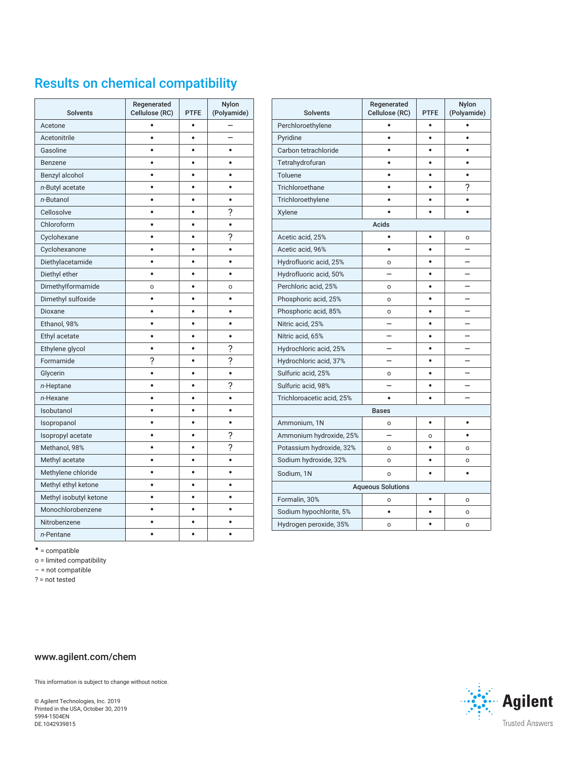## Results on chemical compatibility

| Solvents | Regenerated Cellulose (RC) | PTFE | Nylon (Polyamide) |
|---|---|---|---|
| Acetone | • | • | – |
| Acetonitrile | • | • | – |
| Gasoline | • | • | • |
| Benzene | • | • | • |
| Benzyl alcohol | • | • | • |
| *n*-Butyl acetate | • | • | • |
| *n*-Butanol | • | • | • |
| Cellosolve | • | • | ? |
| Chloroform | • | • | • |
| Cyclohexane | • | • | ? |
| Cyclohexanone | • | • | • |
| Diethylacetamide | • | • | • |
| Diethyl ether | • | • | • |
| Dimethylformamide | o | • | o |
| Dimethyl sulfoxide | • | • | • |
| Dioxane | • | • | • |
| Ethanol, 98% | • | • | • |
| Ethyl acetate | • | • | • |
| Ethylene glycol | • | • | ? |
| Formamide | ? | • | ? |
| Glycerin | • | • | • |
| *n*-Heptane | • | • | ? |
| *n*-Hexane | • | • | • |
| Isobutanol | • | • | • |
| Isopropanol | • | • | • |
| Isopropyl acetate | • | • | ? |
| Methanol, 98% | • | • | ? |
| Methyl acetate | • | • | • |
| Methylene chloride | • | • | • |
| Methyl ethyl ketone | • | • | • |
| Methyl isobutyl ketone | • | • | • |
| Monochlorobenzene | • | • | • |
| Nitrobenzene | • | • | • |
| *n*-Pentane | • | • | • |

| Solvents | Regenerated Cellulose (RC) | PTFE | Nylon (Polyamide) |
|---|---|---|---|
| Perchloroethylene | • | • | • |
| Pyridine | • | • | • |
| Carbon tetrachloride | • | • | • |
| Tetrahydrofuran | • | • | • |
| Toluene | • | • | • |
| Trichloroethane | • | • | ? |
| Trichloroethylene | • | • | • |
| Xylene | • | • | • |
| **Acids** | | | |
| Acetic acid, 25% | • | • | o |
| Acetic acid, 96% | • | • | – |
| Hydrofluoric acid, 25% | o | • | – |
| Hydrofluoric acid, 50% | – | • | – |
| Perchloric acid, 25% | o | • | – |
| Phosphoric acid, 25% | o | • | – |
| Phosphoric acid, 85% | o | • | – |
| Nitric acid, 25% | – | • | – |
| Nitric acid, 65% | – | • | – |
| Hydrochloric acid, 25% | – | • | – |
| Hydrochloric acid, 37% | – | • | – |
| Sulfuric acid, 25% | o | • | – |
| Sulfuric acid, 98% | – | • | – |
| Trichloroacetic acid, 25% | • | • | – |
| **Bases** | | | |
| Ammonium, 1N | o | • | • |
| Ammonium hydroxide, 25% | – | o | • |
| Potassium hydroxide, 32% | o | • | o |
| Sodium hydroxide, 32% | o | • | o |
| Sodium, 1N | o | • | • |
| **Aqueous Solutions** | | | |
| Formalin, 30% | o | • | o |
| Sodium hypochlorite, 5% | • | • | o |
| Hydrogen peroxide, 35% | o | • | o |

• = compatible
o = limited compatibility
– = not compatible
? = not tested

**www.agilent.com/chem**

This information is subject to change without notice.

© Agilent Technologies, Inc. 2019
Printed in the USA, October 30, 2019
5994-1504EN
DE.1042939815

Agilent
Trusted Answers